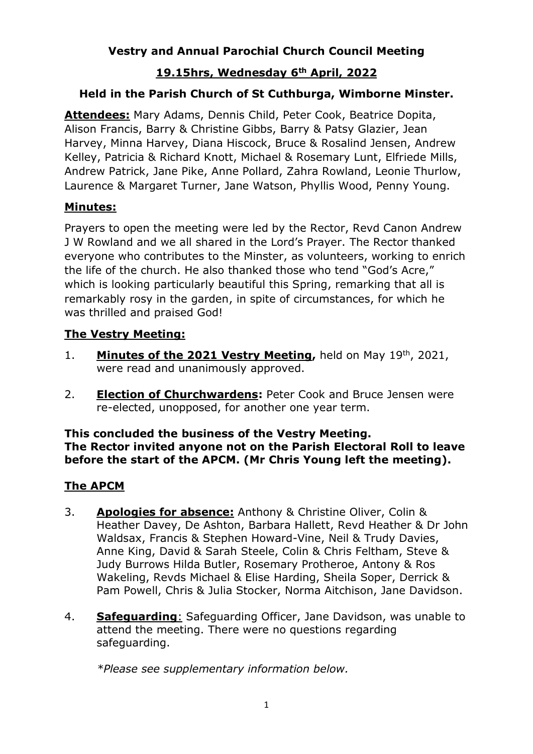# Vestry and Annual Parochial Church Council Meeting

## 19.15hrs, Wednesday 6th April, 2022

### Held in the Parish Church of St Cuthburga, Wimborne Minster.

**Attendees:** Mary Adams, Dennis Child, Peter Cook, Beatrice Dopita, Alison Francis, Barry & Christine Gibbs, Barry & Patsy Glazier, Jean Harvey, Minna Harvey, Diana Hiscock, Bruce & Rosalind Jensen, Andrew Kelley, Patricia & Richard Knott, Michael & Rosemary Lunt, Elfriede Mills, Andrew Patrick, Jane Pike, Anne Pollard, Zahra Rowland, Leonie Thurlow, Laurence & Margaret Turner, Jane Watson, Phyllis Wood, Penny Young.

**Minutes:**

Prayers to open the meeting were led by the Rector, Revd Canon Andrew J W Rowland and we all shared in the Lord's Prayer. The Rector thanked everyone who contributes to the Minster, as volunteers, working to enrich the life of the church. He also thanked those who tend "God's Acre," which is looking particularly beautiful this Spring, remarking that all is remarkably rosy in the garden, in spite of circumstances, for which he was thrilled and praised God!

**The Vestry Meeting:**

1. **Minutes of the 2021 Vestry Meeting,** held on May 19th, 2021, were read and unanimously approved.

2. **Election of Churchwardens:** Peter Cook and Bruce Jensen were re-elected, unopposed, for another one year term.

**This concluded the business of the Vestry Meeting.**
**The Rector invited anyone not on the Parish Electoral Roll to leave before the start of the APCM. (Mr Chris Young left the meeting).**

**The APCM**

3. **Apologies for absence:** Anthony & Christine Oliver, Colin & Heather Davey, De Ashton, Barbara Hallett, Revd Heather & Dr John Waldsax, Francis & Stephen Howard-Vine, Neil & Trudy Davies, Anne King, David & Sarah Steele, Colin & Chris Feltham, Steve & Judy Burrows Hilda Butler, Rosemary Protheroe, Antony & Ros Wakeling, Revds Michael & Elise Harding, Sheila Soper, Derrick & Pam Powell, Chris & Julia Stocker, Norma Aitchison, Jane Davidson.

4. **Safeguarding**: Safeguarding Officer, Jane Davidson, was unable to attend the meeting. There were no questions regarding safeguarding.

   *\*Please see supplementary information below.*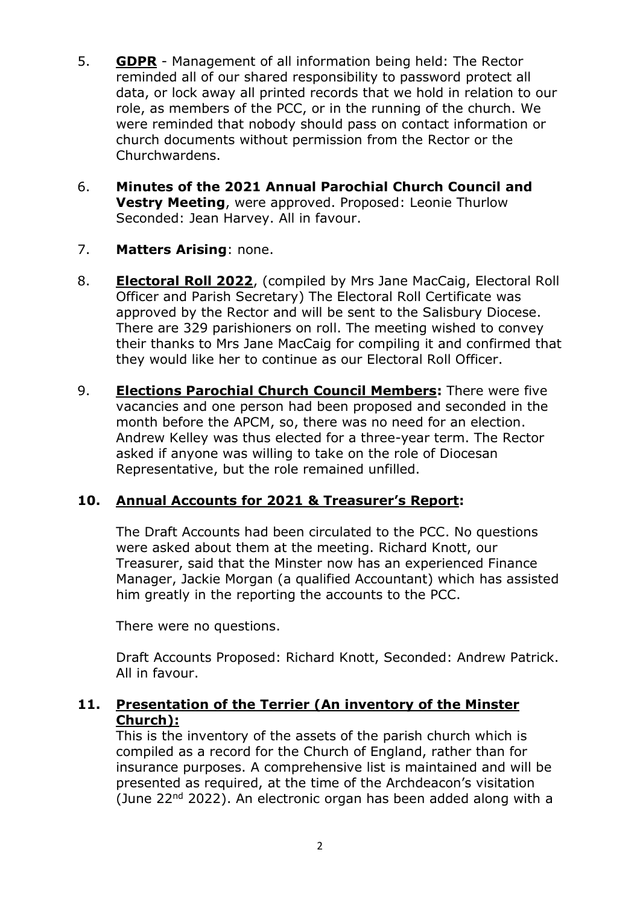5. **GDPR** - Management of all information being held: The Rector reminded all of our shared responsibility to password protect all data, or lock away all printed records that we hold in relation to our role, as members of the PCC, or in the running of the church. We were reminded that nobody should pass on contact information or church documents without permission from the Rector or the Churchwardens.

6. **Minutes of the 2021 Annual Parochial Church Council and Vestry Meeting**, were approved. Proposed: Leonie Thurlow Seconded: Jean Harvey. All in favour.

7. **Matters Arising**: none.

8. **Electoral Roll 2022**, (compiled by Mrs Jane MacCaig, Electoral Roll Officer and Parish Secretary) The Electoral Roll Certificate was approved by the Rector and will be sent to the Salisbury Diocese. There are 329 parishioners on roll. The meeting wished to convey their thanks to Mrs Jane MacCaig for compiling it and confirmed that they would like her to continue as our Electoral Roll Officer.

9. **Elections Parochial Church Council Members:** There were five vacancies and one person had been proposed and seconded in the month before the APCM, so, there was no need for an election. Andrew Kelley was thus elected for a three-year term. The Rector asked if anyone was willing to take on the role of Diocesan Representative, but the role remained unfilled.

## 10. Annual Accounts for 2021 & Treasurer's Report:

The Draft Accounts had been circulated to the PCC. No questions were asked about them at the meeting. Richard Knott, our Treasurer, said that the Minster now has an experienced Finance Manager, Jackie Morgan (a qualified Accountant) which has assisted him greatly in the reporting the accounts to the PCC.

There were no questions.

Draft Accounts Proposed: Richard Knott, Seconded: Andrew Patrick. All in favour.

## 11. Presentation of the Terrier (An inventory of the Minster Church):

This is the inventory of the assets of the parish church which is compiled as a record for the Church of England, rather than for insurance purposes. A comprehensive list is maintained and will be presented as required, at the time of the Archdeacon's visitation (June 22nd 2022). An electronic organ has been added along with a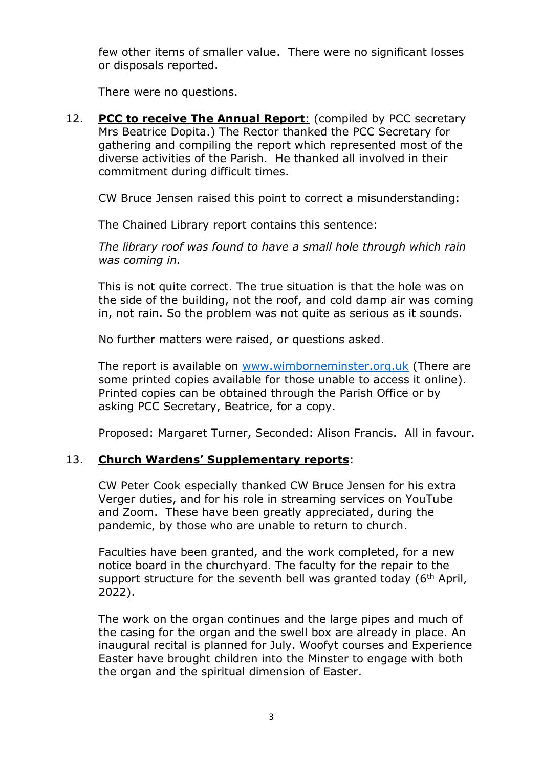few other items of smaller value. There were no significant losses or disposals reported.

There were no questions.

12. **PCC to receive The Annual Report**: (compiled by PCC secretary Mrs Beatrice Dopita.) The Rector thanked the PCC Secretary for gathering and compiling the report which represented most of the diverse activities of the Parish. He thanked all involved in their commitment during difficult times.

    CW Bruce Jensen raised this point to correct a misunderstanding:

    The Chained Library report contains this sentence:

    *The library roof was found to have a small hole through which rain was coming in.*

    This is not quite correct. The true situation is that the hole was on the side of the building, not the roof, and cold damp air was coming in, not rain. So the problem was not quite as serious as it sounds.

    No further matters were raised, or questions asked.

    The report is available on [www.wimborneminster.org.uk](http://www.wimborneminster.org.uk) (There are some printed copies available for those unable to access it online). Printed copies can be obtained through the Parish Office or by asking PCC Secretary, Beatrice, for a copy.

    Proposed: Margaret Turner, Seconded: Alison Francis. All in favour.

13. **Church Wardens' Supplementary reports**:

    CW Peter Cook especially thanked CW Bruce Jensen for his extra Verger duties, and for his role in streaming services on YouTube and Zoom. These have been greatly appreciated, during the pandemic, by those who are unable to return to church.

    Faculties have been granted, and the work completed, for a new notice board in the churchyard. The faculty for the repair to the support structure for the seventh bell was granted today (6th April, 2022).

    The work on the organ continues and the large pipes and much of the casing for the organ and the swell box are already in place. An inaugural recital is planned for July. Woofyt courses and Experience Easter have brought children into the Minster to engage with both the organ and the spiritual dimension of Easter.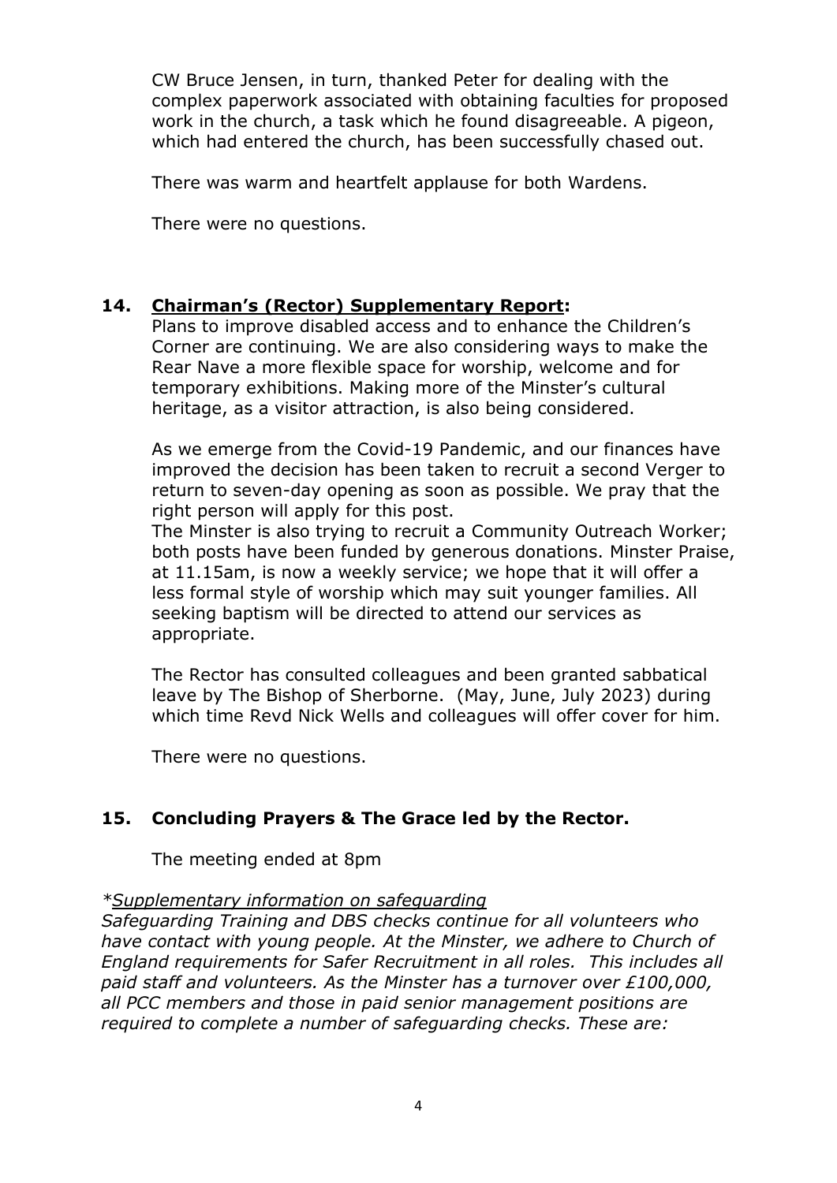CW Bruce Jensen, in turn, thanked Peter for dealing with the complex paperwork associated with obtaining faculties for proposed work in the church, a task which he found disagreeable. A pigeon, which had entered the church, has been successfully chased out.

There was warm and heartfelt applause for both Wardens.

There were no questions.

## 14. <u>Chairman's (Rector) Supplementary Report</u>:

Plans to improve disabled access and to enhance the Children's Corner are continuing. We are also considering ways to make the Rear Nave a more flexible space for worship, welcome and for temporary exhibitions. Making more of the Minster's cultural heritage, as a visitor attraction, is also being considered.

As we emerge from the Covid-19 Pandemic, and our finances have improved the decision has been taken to recruit a second Verger to return to seven-day opening as soon as possible. We pray that the right person will apply for this post.
The Minster is also trying to recruit a Community Outreach Worker; both posts have been funded by generous donations. Minster Praise, at 11.15am, is now a weekly service; we hope that it will offer a less formal style of worship which may suit younger families. All seeking baptism will be directed to attend our services as appropriate.

The Rector has consulted colleagues and been granted sabbatical leave by The Bishop of Sherborne. (May, June, July 2023) during which time Revd Nick Wells and colleagues will offer cover for him.

There were no questions.

## 15. Concluding Prayers & The Grace led by the Rector.

The meeting ended at 8pm

*\*<u>Supplementary information on safeguarding</u>*
*Safeguarding Training and DBS checks continue for all volunteers who have contact with young people. At the Minster, we adhere to Church of England requirements for Safer Recruitment in all roles. This includes all paid staff and volunteers. As the Minster has a turnover over £100,000, all PCC members and those in paid senior management positions are required to complete a number of safeguarding checks. These are:*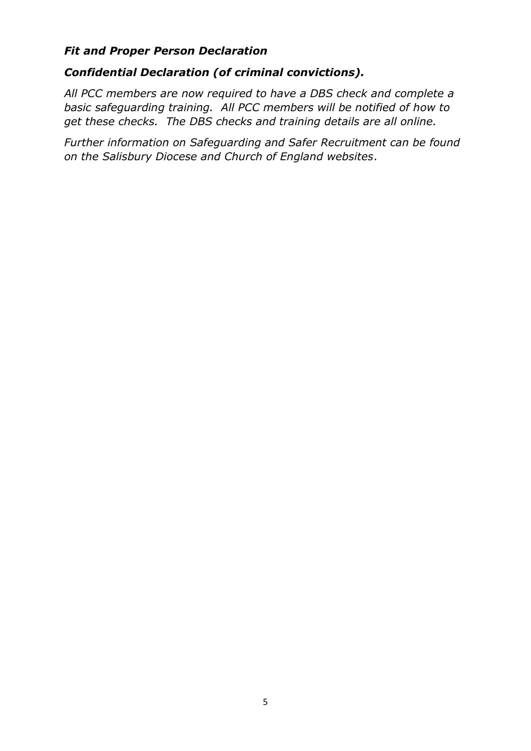***Fit and Proper Person Declaration***

***Confidential Declaration (of criminal convictions).***

*All PCC members are now required to have a DBS check and complete a basic safeguarding training. All PCC members will be notified of how to get these checks. The DBS checks and training details are all online.*

*Further information on Safeguarding and Safer Recruitment can be found on the Salisbury Diocese and Church of England websites*.